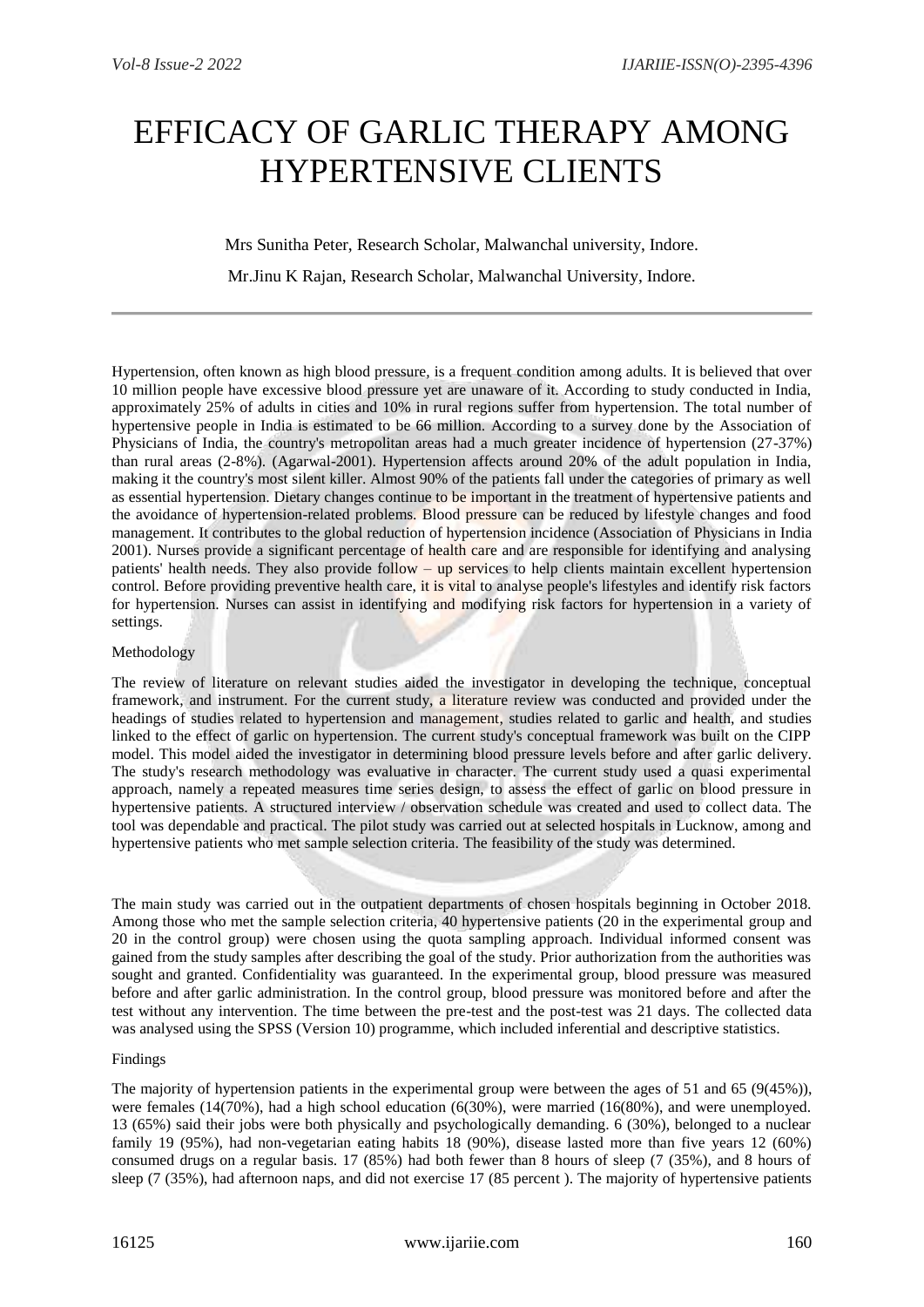# EFFICACY OF GARLIC THERAPY AMONG HYPERTENSIVE CLIENTS

Mrs Sunitha Peter, Research Scholar, Malwanchal university, Indore.

Mr.Jinu K Rajan, Research Scholar, Malwanchal University, Indore.

---

Hypertension, often known as high blood pressure, is a frequent condition among adults. It is believed that over 10 million people have excessive blood pressure yet are unaware of it. According to study conducted in India, approximately 25% of adults in cities and 10% in rural regions suffer from hypertension. The total number of hypertensive people in India is estimated to be 66 million. According to a survey done by the Association of Physicians of India, the country's metropolitan areas had a much greater incidence of hypertension (27-37%) than rural areas (2-8%). (Agarwal-2001). Hypertension affects around 20% of the adult population in India, making it the country's most silent killer. Almost 90% of the patients fall under the categories of primary as well as essential hypertension. Dietary changes continue to be important in the treatment of hypertensive patients and the avoidance of hypertension-related problems. Blood pressure can be reduced by lifestyle changes and food management. It contributes to the global reduction of hypertension incidence (Association of Physicians in India 2001). Nurses provide a significant percentage of health care and are responsible for identifying and analysing patients' health needs. They also provide follow – up services to help clients maintain excellent hypertension control. Before providing preventive health care, it is vital to analyse people's lifestyles and identify risk factors for hypertension. Nurses can assist in identifying and modifying risk factors for hypertension in a variety of settings.

Methodology

The review of literature on relevant studies aided the investigator in developing the technique, conceptual framework, and instrument. For the current study, a literature review was conducted and provided under the headings of studies related to hypertension and management, studies related to garlic and health, and studies linked to the effect of garlic on hypertension. The current study's conceptual framework was built on the CIPP model. This model aided the investigator in determining blood pressure levels before and after garlic delivery. The study's research methodology was evaluative in character. The current study used a quasi experimental approach, namely a repeated measures time series design, to assess the effect of garlic on blood pressure in hypertensive patients. A structured interview / observation schedule was created and used to collect data. The tool was dependable and practical. The pilot study was carried out at selected hospitals in Lucknow, among and hypertensive patients who met sample selection criteria. The feasibility of the study was determined.

The main study was carried out in the outpatient departments of chosen hospitals beginning in October 2018. Among those who met the sample selection criteria, 40 hypertensive patients (20 in the experimental group and 20 in the control group) were chosen using the quota sampling approach. Individual informed consent was gained from the study samples after describing the goal of the study. Prior authorization from the authorities was sought and granted. Confidentiality was guaranteed. In the experimental group, blood pressure was measured before and after garlic administration. In the control group, blood pressure was monitored before and after the test without any intervention. The time between the pre-test and the post-test was 21 days. The collected data was analysed using the SPSS (Version 10) programme, which included inferential and descriptive statistics.

Findings

The majority of hypertension patients in the experimental group were between the ages of 51 and 65 (9(45%)), were females (14(70%), had a high school education (6(30%), were married (16(80%), and were unemployed. 13 (65%) said their jobs were both physically and psychologically demanding. 6 (30%), belonged to a nuclear family 19 (95%), had non-vegetarian eating habits 18 (90%), disease lasted more than five years 12 (60%) consumed drugs on a regular basis. 17 (85%) had both fewer than 8 hours of sleep (7 (35%), and 8 hours of sleep (7 (35%), had afternoon naps, and did not exercise 17 (85 percent ). The majority of hypertensive patients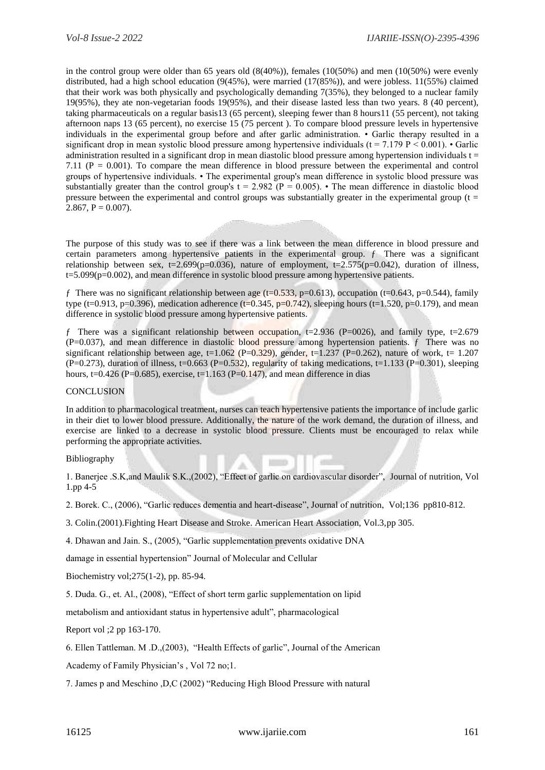in the control group were older than 65 years old (8(40%)), females (10(50%) and men (10(50%) were evenly distributed, had a high school education (9(45%), were married (17(85%)), and were jobless. 11(55%) claimed that their work was both physically and psychologically demanding 7(35%), they belonged to a nuclear family 19(95%), they ate non-vegetarian foods 19(95%), and their disease lasted less than two years. 8 (40 percent), taking pharmaceuticals on a regular basis13 (65 percent), sleeping fewer than 8 hours11 (55 percent), not taking afternoon naps 13 (65 percent), no exercise 15 (75 percent ). To compare blood pressure levels in hypertensive individuals in the experimental group before and after garlic administration. • Garlic therapy resulted in a significant drop in mean systolic blood pressure among hypertensive individuals ($t = 7.179$ $P < 0.001$). • Garlic administration resulted in a significant drop in mean diastolic blood pressure among hypertension individuals $t = 7.11$ ($P = 0.001$). To compare the mean difference in blood pressure between the experimental and control groups of hypertensive individuals. • The experimental group's mean difference in systolic blood pressure was substantially greater than the control group's $t = 2.982$ ($P = 0.005$). • The mean difference in diastolic blood pressure between the experimental and control groups was substantially greater in the experimental group ($t = 2.867$, $P = 0.007$).

The purpose of this study was to see if there was a link between the mean difference in blood pressure and certain parameters among hypertensive patients in the experimental group. ƒ There was a significant relationship between sex, t=2.699(p=0.036), nature of employment, t=2.575(p=0.042), duration of illness, t=5.099(p=0.002), and mean difference in systolic blood pressure among hypertensive patients.

ƒ There was no significant relationship between age (t=0.533, p=0.613), occupation (t=0.643, p=0.544), family type (t=0.913, p=0.396), medication adherence (t=0.345, p=0.742), sleeping hours (t=1.520, p=0.179), and mean difference in systolic blood pressure among hypertensive patients.

ƒ There was a significant relationship between occupation, t=2.936 (P=0026), and family type, t=2.679 (P=0.037), and mean difference in diastolic blood pressure among hypertension patients. ƒ There was no significant relationship between age, t=1.062 (P=0.329), gender, t=1.237 (P=0.262), nature of work, t= 1.207 (P=0.273), duration of illness, t=0.663 (P=0.532), regularity of taking medications, t=1.133 (P=0.301), sleeping hours, t=0.426 (P=0.685), exercise, t=1.163 (P=0.147), and mean difference in dias

## CONCLUSION

In addition to pharmacological treatment, nurses can teach hypertensive patients the importance of include garlic in their diet to lower blood pressure. Additionally, the nature of the work demand, the duration of illness, and exercise are linked to a decrease in systolic blood pressure. Clients must be encouraged to relax while performing the appropriate activities.

## Bibliography

1. Banerjee .S.K,and Maulik S.K.,(2002), "Effect of garlic on cardiovascular disorder", Journal of nutrition, Vol 1.pp 4-5

2. Borek. C., (2006), "Garlic reduces dementia and heart-disease", Journal of nutrition, Vol;136 pp810-812.

3. Colin.(2001).Fighting Heart Disease and Stroke. American Heart Association, Vol.3,pp 305.

4. Dhawan and Jain. S., (2005), "Garlic supplementation prevents oxidative DNA damage in essential hypertension" Journal of Molecular and Cellular Biochemistry vol;275(1-2), pp. 85-94.

5. Duda. G., et. Al., (2008), "Effect of short term garlic supplementation on lipid metabolism and antioxidant status in hypertensive adult", pharmacological Report vol ;2 pp 163-170.

6. Ellen Tattleman. M .D.,(2003), "Health Effects of garlic", Journal of the American Academy of Family Physician's , Vol 72 no;1.

7. James p and Meschino ,D,C (2002) "Reducing High Blood Pressure with natural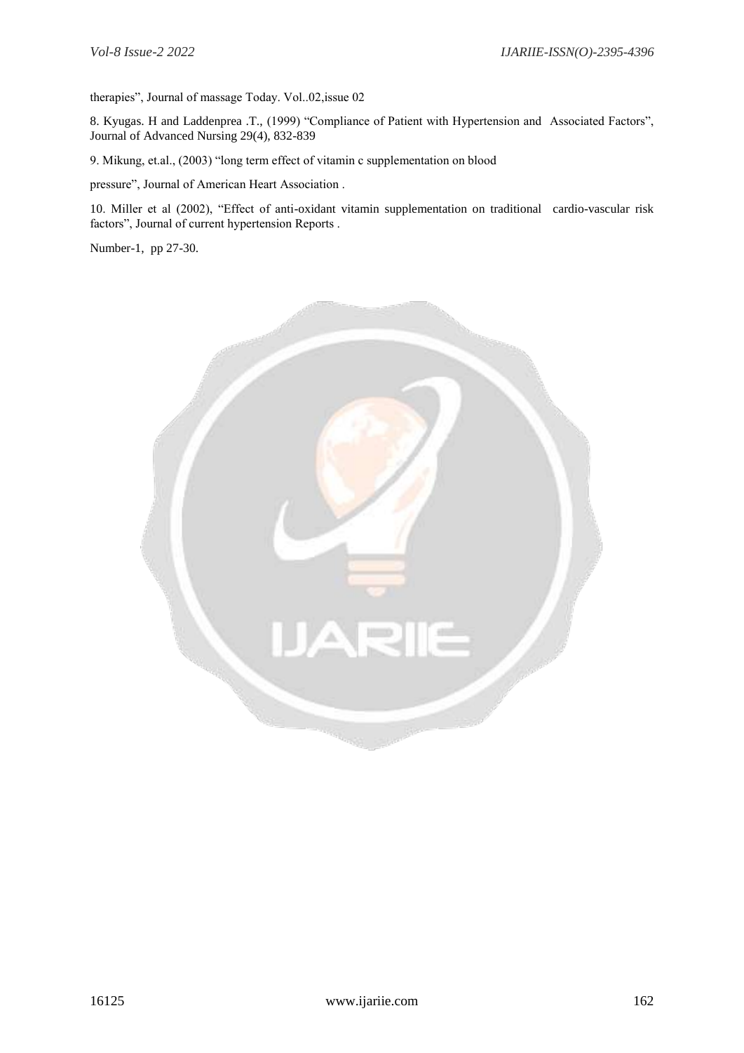therapies", Journal of massage Today. Vol..02,issue 02

8. Kyugas. H and Laddenprea .T., (1999) "Compliance of Patient with Hypertension and Associated Factors", Journal of Advanced Nursing 29(4), 832-839

9. Mikung, et.al., (2003) "long term effect of vitamin c supplementation on blood

pressure", Journal of American Heart Association .

10. Miller et al (2002), "Effect of anti-oxidant vitamin supplementation on traditional cardio-vascular risk factors", Journal of current hypertension Reports .

Number-1, pp 27-30.